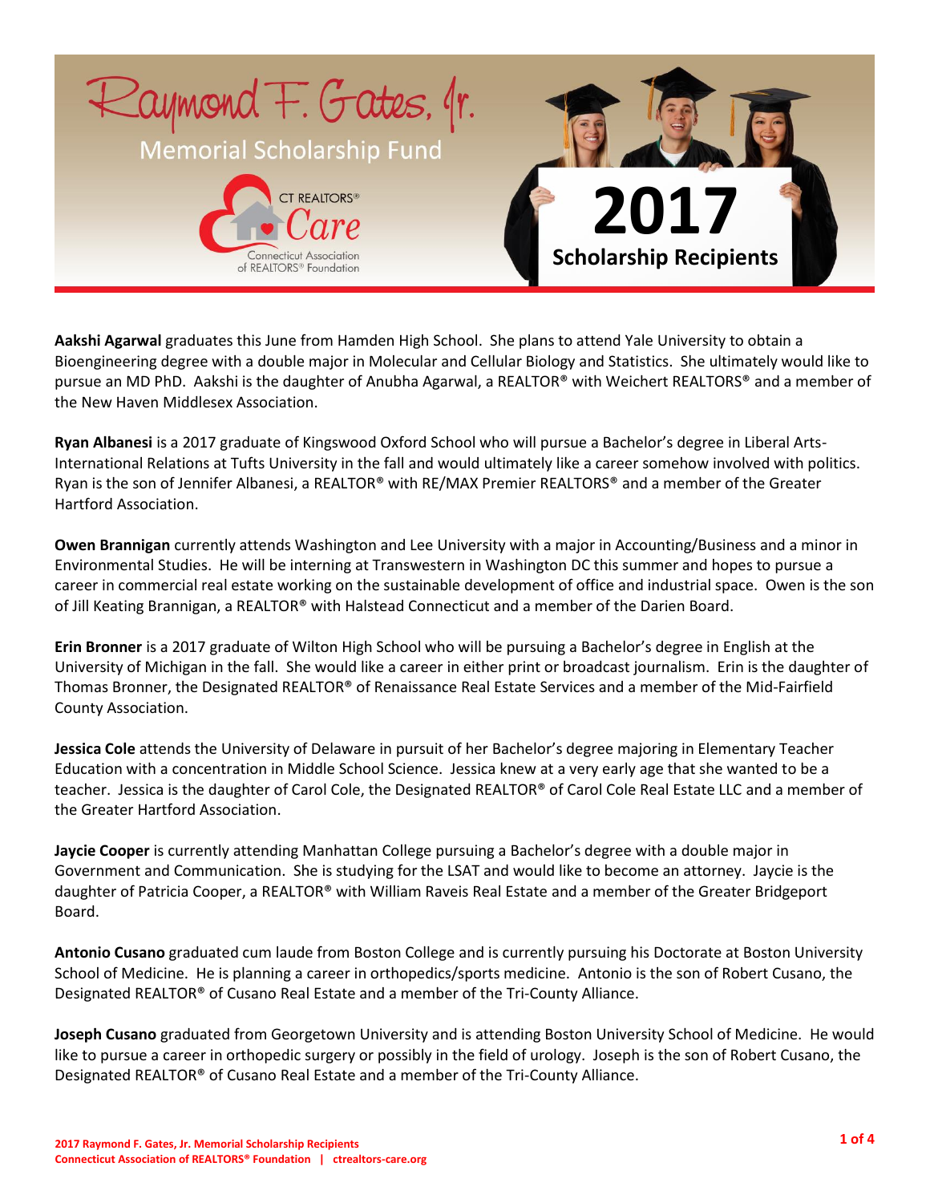# Raymond F. Gates, Jr.

## Memorial Scholarship Fund

CT REALTORS® Care
Connecticut Association of REALTORS® Foundation

# 2017 Scholarship Recipients

**Aakshi Agarwal** graduates this June from Hamden High School. She plans to attend Yale University to obtain a Bioengineering degree with a double major in Molecular and Cellular Biology and Statistics. She ultimately would like to pursue an MD PhD. Aakshi is the daughter of Anubha Agarwal, a REALTOR® with Weichert REALTORS® and a member of the New Haven Middlesex Association.

**Ryan Albanesi** is a 2017 graduate of Kingswood Oxford School who will pursue a Bachelor's degree in Liberal Arts-International Relations at Tufts University in the fall and would ultimately like a career somehow involved with politics. Ryan is the son of Jennifer Albanesi, a REALTOR® with RE/MAX Premier REALTORS® and a member of the Greater Hartford Association.

**Owen Brannigan** currently attends Washington and Lee University with a major in Accounting/Business and a minor in Environmental Studies. He will be interning at Transwestern in Washington DC this summer and hopes to pursue a career in commercial real estate working on the sustainable development of office and industrial space. Owen is the son of Jill Keating Brannigan, a REALTOR® with Halstead Connecticut and a member of the Darien Board.

**Erin Bronner** is a 2017 graduate of Wilton High School who will be pursuing a Bachelor's degree in English at the University of Michigan in the fall. She would like a career in either print or broadcast journalism. Erin is the daughter of Thomas Bronner, the Designated REALTOR® of Renaissance Real Estate Services and a member of the Mid-Fairfield County Association.

**Jessica Cole** attends the University of Delaware in pursuit of her Bachelor's degree majoring in Elementary Teacher Education with a concentration in Middle School Science. Jessica knew at a very early age that she wanted to be a teacher. Jessica is the daughter of Carol Cole, the Designated REALTOR® of Carol Cole Real Estate LLC and a member of the Greater Hartford Association.

**Jaycie Cooper** is currently attending Manhattan College pursuing a Bachelor's degree with a double major in Government and Communication. She is studying for the LSAT and would like to become an attorney. Jaycie is the daughter of Patricia Cooper, a REALTOR® with William Raveis Real Estate and a member of the Greater Bridgeport Board.

**Antonio Cusano** graduated cum laude from Boston College and is currently pursuing his Doctorate at Boston University School of Medicine. He is planning a career in orthopedics/sports medicine. Antonio is the son of Robert Cusano, the Designated REALTOR® of Cusano Real Estate and a member of the Tri-County Alliance.

**Joseph Cusano** graduated from Georgetown University and is attending Boston University School of Medicine. He would like to pursue a career in orthopedic surgery or possibly in the field of urology. Joseph is the son of Robert Cusano, the Designated REALTOR® of Cusano Real Estate and a member of the Tri-County Alliance.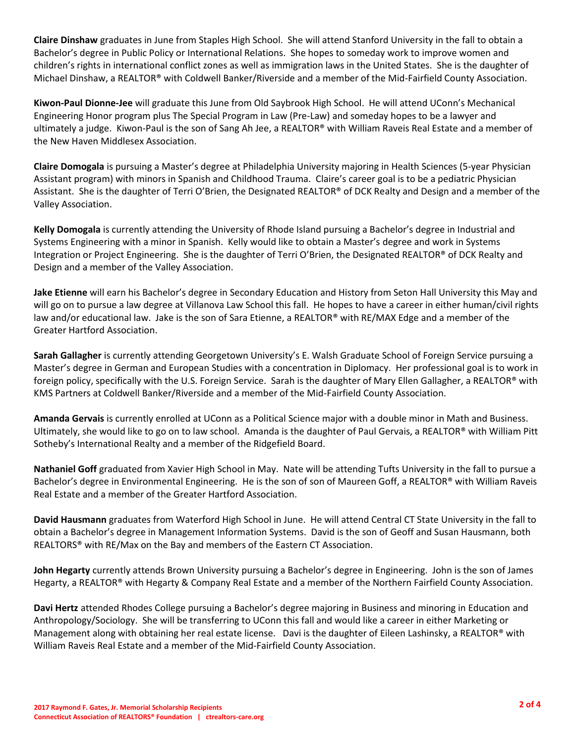**Claire Dinshaw** graduates in June from Staples High School. She will attend Stanford University in the fall to obtain a Bachelor's degree in Public Policy or International Relations. She hopes to someday work to improve women and children's rights in international conflict zones as well as immigration laws in the United States. She is the daughter of Michael Dinshaw, a REALTOR® with Coldwell Banker/Riverside and a member of the Mid-Fairfield County Association.

**Kiwon-Paul Dionne-Jee** will graduate this June from Old Saybrook High School. He will attend UConn's Mechanical Engineering Honor program plus The Special Program in Law (Pre-Law) and someday hopes to be a lawyer and ultimately a judge. Kiwon-Paul is the son of Sang Ah Jee, a REALTOR® with William Raveis Real Estate and a member of the New Haven Middlesex Association.

**Claire Domogala** is pursuing a Master's degree at Philadelphia University majoring in Health Sciences (5-year Physician Assistant program) with minors in Spanish and Childhood Trauma. Claire's career goal is to be a pediatric Physician Assistant. She is the daughter of Terri O'Brien, the Designated REALTOR® of DCK Realty and Design and a member of the Valley Association.

**Kelly Domogala** is currently attending the University of Rhode Island pursuing a Bachelor's degree in Industrial and Systems Engineering with a minor in Spanish. Kelly would like to obtain a Master's degree and work in Systems Integration or Project Engineering. She is the daughter of Terri O'Brien, the Designated REALTOR® of DCK Realty and Design and a member of the Valley Association.

**Jake Etienne** will earn his Bachelor's degree in Secondary Education and History from Seton Hall University this May and will go on to pursue a law degree at Villanova Law School this fall. He hopes to have a career in either human/civil rights law and/or educational law. Jake is the son of Sara Etienne, a REALTOR® with RE/MAX Edge and a member of the Greater Hartford Association.

**Sarah Gallagher** is currently attending Georgetown University's E. Walsh Graduate School of Foreign Service pursuing a Master's degree in German and European Studies with a concentration in Diplomacy. Her professional goal is to work in foreign policy, specifically with the U.S. Foreign Service. Sarah is the daughter of Mary Ellen Gallagher, a REALTOR® with KMS Partners at Coldwell Banker/Riverside and a member of the Mid-Fairfield County Association.

**Amanda Gervais** is currently enrolled at UConn as a Political Science major with a double minor in Math and Business. Ultimately, she would like to go on to law school. Amanda is the daughter of Paul Gervais, a REALTOR® with William Pitt Sotheby's International Realty and a member of the Ridgefield Board.

**Nathaniel Goff** graduated from Xavier High School in May. Nate will be attending Tufts University in the fall to pursue a Bachelor's degree in Environmental Engineering. He is the son of son of Maureen Goff, a REALTOR® with William Raveis Real Estate and a member of the Greater Hartford Association.

**David Hausmann** graduates from Waterford High School in June. He will attend Central CT State University in the fall to obtain a Bachelor's degree in Management Information Systems. David is the son of Geoff and Susan Hausmann, both REALTORS® with RE/Max on the Bay and members of the Eastern CT Association.

**John Hegarty** currently attends Brown University pursuing a Bachelor's degree in Engineering. John is the son of James Hegarty, a REALTOR® with Hegarty & Company Real Estate and a member of the Northern Fairfield County Association.

**Davi Hertz** attended Rhodes College pursuing a Bachelor's degree majoring in Business and minoring in Education and Anthropology/Sociology. She will be transferring to UConn this fall and would like a career in either Marketing or Management along with obtaining her real estate license. Davi is the daughter of Eileen Lashinsky, a REALTOR® with William Raveis Real Estate and a member of the Mid-Fairfield County Association.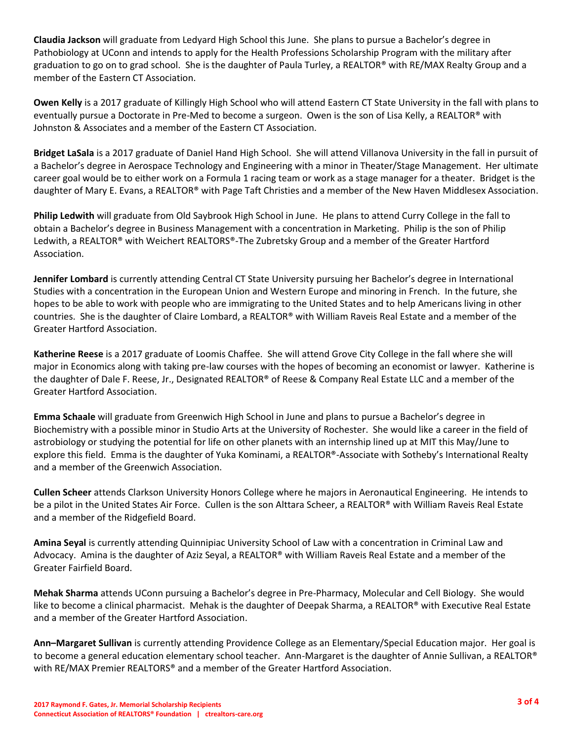**Claudia Jackson** will graduate from Ledyard High School this June. She plans to pursue a Bachelor's degree in Pathobiology at UConn and intends to apply for the Health Professions Scholarship Program with the military after graduation to go on to grad school. She is the daughter of Paula Turley, a REALTOR® with RE/MAX Realty Group and a member of the Eastern CT Association.

**Owen Kelly** is a 2017 graduate of Killingly High School who will attend Eastern CT State University in the fall with plans to eventually pursue a Doctorate in Pre-Med to become a surgeon. Owen is the son of Lisa Kelly, a REALTOR® with Johnston & Associates and a member of the Eastern CT Association.

**Bridget LaSala** is a 2017 graduate of Daniel Hand High School. She will attend Villanova University in the fall in pursuit of a Bachelor's degree in Aerospace Technology and Engineering with a minor in Theater/Stage Management. Her ultimate career goal would be to either work on a Formula 1 racing team or work as a stage manager for a theater. Bridget is the daughter of Mary E. Evans, a REALTOR® with Page Taft Christies and a member of the New Haven Middlesex Association.

**Philip Ledwith** will graduate from Old Saybrook High School in June. He plans to attend Curry College in the fall to obtain a Bachelor's degree in Business Management with a concentration in Marketing. Philip is the son of Philip Ledwith, a REALTOR® with Weichert REALTORS®-The Zubretsky Group and a member of the Greater Hartford Association.

**Jennifer Lombard** is currently attending Central CT State University pursuing her Bachelor's degree in International Studies with a concentration in the European Union and Western Europe and minoring in French. In the future, she hopes to be able to work with people who are immigrating to the United States and to help Americans living in other countries. She is the daughter of Claire Lombard, a REALTOR® with William Raveis Real Estate and a member of the Greater Hartford Association.

**Katherine Reese** is a 2017 graduate of Loomis Chaffee. She will attend Grove City College in the fall where she will major in Economics along with taking pre-law courses with the hopes of becoming an economist or lawyer. Katherine is the daughter of Dale F. Reese, Jr., Designated REALTOR® of Reese & Company Real Estate LLC and a member of the Greater Hartford Association.

**Emma Schaale** will graduate from Greenwich High School in June and plans to pursue a Bachelor's degree in Biochemistry with a possible minor in Studio Arts at the University of Rochester. She would like a career in the field of astrobiology or studying the potential for life on other planets with an internship lined up at MIT this May/June to explore this field. Emma is the daughter of Yuka Kominami, a REALTOR®-Associate with Sotheby's International Realty and a member of the Greenwich Association.

**Cullen Scheer** attends Clarkson University Honors College where he majors in Aeronautical Engineering. He intends to be a pilot in the United States Air Force. Cullen is the son Alttara Scheer, a REALTOR® with William Raveis Real Estate and a member of the Ridgefield Board.

**Amina Seyal** is currently attending Quinnipiac University School of Law with a concentration in Criminal Law and Advocacy. Amina is the daughter of Aziz Seyal, a REALTOR® with William Raveis Real Estate and a member of the Greater Fairfield Board.

**Mehak Sharma** attends UConn pursuing a Bachelor's degree in Pre-Pharmacy, Molecular and Cell Biology. She would like to become a clinical pharmacist. Mehak is the daughter of Deepak Sharma, a REALTOR® with Executive Real Estate and a member of the Greater Hartford Association.

**Ann–Margaret Sullivan** is currently attending Providence College as an Elementary/Special Education major. Her goal is to become a general education elementary school teacher. Ann-Margaret is the daughter of Annie Sullivan, a REALTOR® with RE/MAX Premier REALTORS® and a member of the Greater Hartford Association.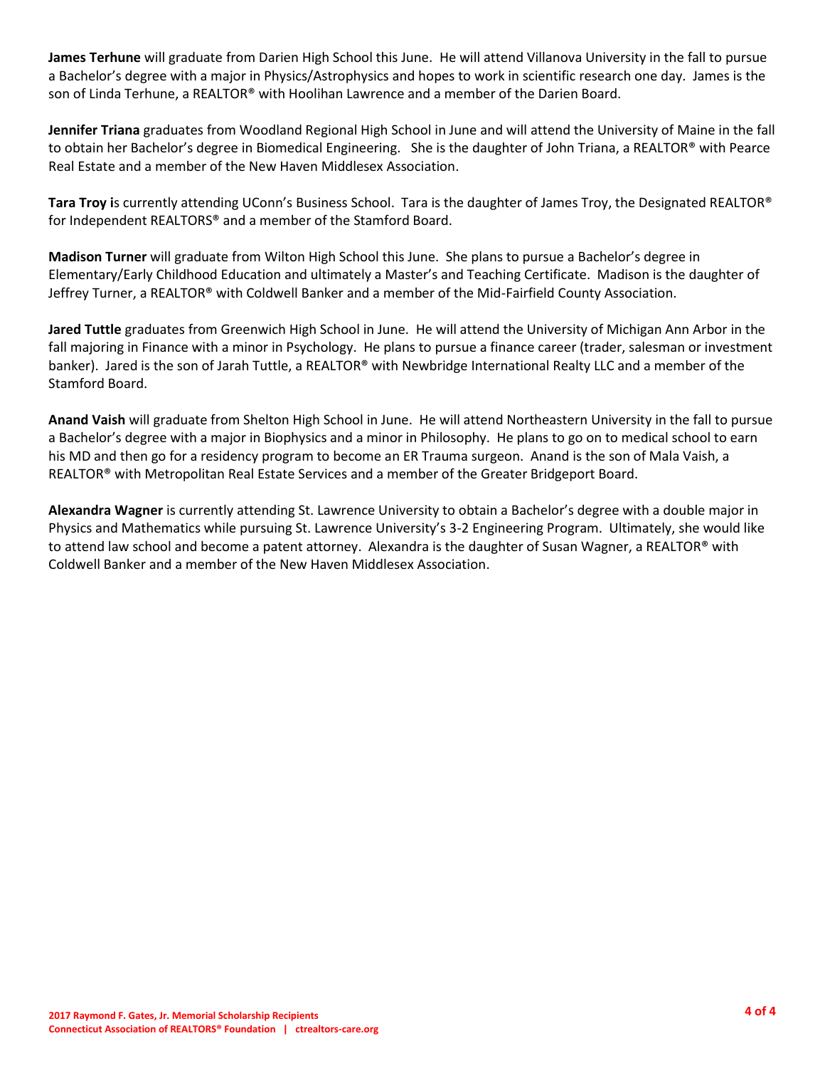**James Terhune** will graduate from Darien High School this June. He will attend Villanova University in the fall to pursue a Bachelor's degree with a major in Physics/Astrophysics and hopes to work in scientific research one day. James is the son of Linda Terhune, a REALTOR® with Hoolihan Lawrence and a member of the Darien Board.

**Jennifer Triana** graduates from Woodland Regional High School in June and will attend the University of Maine in the fall to obtain her Bachelor's degree in Biomedical Engineering. She is the daughter of John Triana, a REALTOR® with Pearce Real Estate and a member of the New Haven Middlesex Association.

**Tara Troy i**s currently attending UConn's Business School. Tara is the daughter of James Troy, the Designated REALTOR® for Independent REALTORS® and a member of the Stamford Board.

**Madison Turner** will graduate from Wilton High School this June. She plans to pursue a Bachelor's degree in Elementary/Early Childhood Education and ultimately a Master's and Teaching Certificate. Madison is the daughter of Jeffrey Turner, a REALTOR® with Coldwell Banker and a member of the Mid-Fairfield County Association.

**Jared Tuttle** graduates from Greenwich High School in June. He will attend the University of Michigan Ann Arbor in the fall majoring in Finance with a minor in Psychology. He plans to pursue a finance career (trader, salesman or investment banker). Jared is the son of Jarah Tuttle, a REALTOR® with Newbridge International Realty LLC and a member of the Stamford Board.

**Anand Vaish** will graduate from Shelton High School in June. He will attend Northeastern University in the fall to pursue a Bachelor's degree with a major in Biophysics and a minor in Philosophy. He plans to go on to medical school to earn his MD and then go for a residency program to become an ER Trauma surgeon. Anand is the son of Mala Vaish, a REALTOR® with Metropolitan Real Estate Services and a member of the Greater Bridgeport Board.

**Alexandra Wagner** is currently attending St. Lawrence University to obtain a Bachelor's degree with a double major in Physics and Mathematics while pursuing St. Lawrence University's 3-2 Engineering Program. Ultimately, she would like to attend law school and become a patent attorney. Alexandra is the daughter of Susan Wagner, a REALTOR® with Coldwell Banker and a member of the New Haven Middlesex Association.